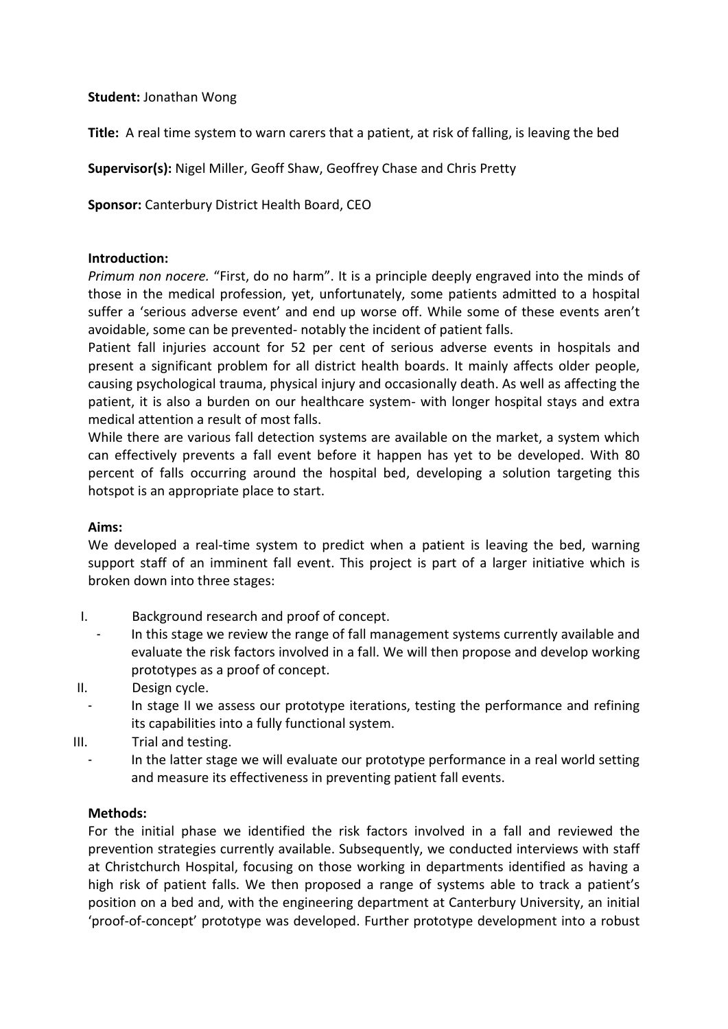**Student:** Jonathan Wong

**Title:** A real time system to warn carers that a patient, at risk of falling, is leaving the bed

**Supervisor(s):** Nigel Miller, Geoff Shaw, Geoffrey Chase and Chris Pretty

**Sponsor:** Canterbury District Health Board, CEO

**Introduction:**

*Primum non nocere.* "First, do no harm". It is a principle deeply engraved into the minds of those in the medical profession, yet, unfortunately, some patients admitted to a hospital suffer a 'serious adverse event' and end up worse off. While some of these events aren't avoidable, some can be prevented- notably the incident of patient falls.

Patient fall injuries account for 52 per cent of serious adverse events in hospitals and present a significant problem for all district health boards. It mainly affects older people, causing psychological trauma, physical injury and occasionally death. As well as affecting the patient, it is also a burden on our healthcare system- with longer hospital stays and extra medical attention a result of most falls.

While there are various fall detection systems are available on the market, a system which can effectively prevents a fall event before it happen has yet to be developed. With 80 percent of falls occurring around the hospital bed, developing a solution targeting this hotspot is an appropriate place to start.

**Aims:**

We developed a real-time system to predict when a patient is leaving the bed, warning support staff of an imminent fall event. This project is part of a larger initiative which is broken down into three stages:

I. Background research and proof of concept.
   - In this stage we review the range of fall management systems currently available and evaluate the risk factors involved in a fall. We will then propose and develop working prototypes as a proof of concept.

II. Design cycle.
   - In stage II we assess our prototype iterations, testing the performance and refining its capabilities into a fully functional system.

III. Trial and testing.
   - In the latter stage we will evaluate our prototype performance in a real world setting and measure its effectiveness in preventing patient fall events.

**Methods:**

For the initial phase we identified the risk factors involved in a fall and reviewed the prevention strategies currently available. Subsequently, we conducted interviews with staff at Christchurch Hospital, focusing on those working in departments identified as having a high risk of patient falls. We then proposed a range of systems able to track a patient's position on a bed and, with the engineering department at Canterbury University, an initial 'proof-of-concept' prototype was developed. Further prototype development into a robust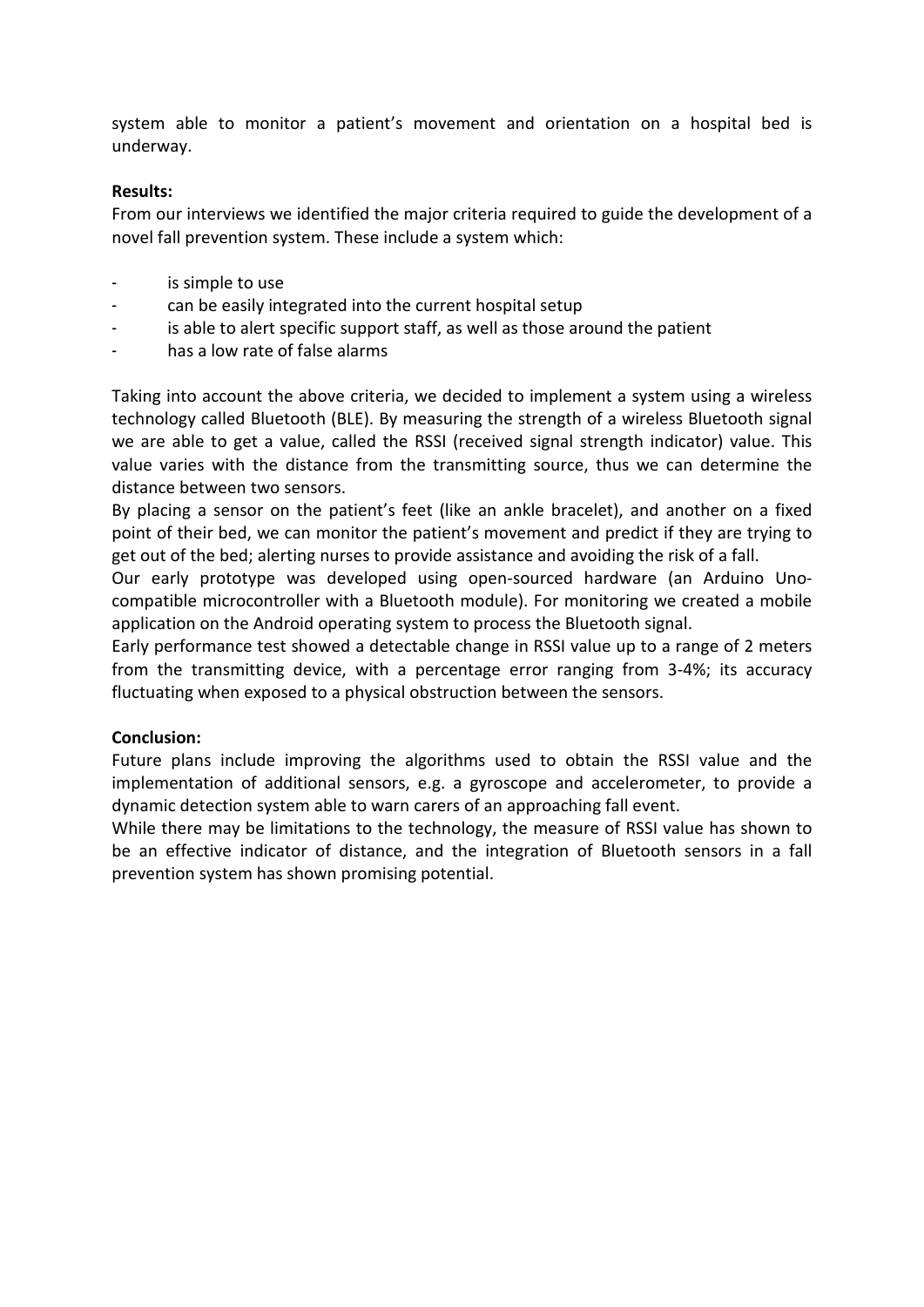system able to monitor a patient's movement and orientation on a hospital bed is underway.

**Results:**

From our interviews we identified the major criteria required to guide the development of a novel fall prevention system. These include a system which:

- is simple to use
- can be easily integrated into the current hospital setup
- is able to alert specific support staff, as well as those around the patient
- has a low rate of false alarms

Taking into account the above criteria, we decided to implement a system using a wireless technology called Bluetooth (BLE). By measuring the strength of a wireless Bluetooth signal we are able to get a value, called the RSSI (received signal strength indicator) value. This value varies with the distance from the transmitting source, thus we can determine the distance between two sensors.

By placing a sensor on the patient's feet (like an ankle bracelet), and another on a fixed point of their bed, we can monitor the patient's movement and predict if they are trying to get out of the bed; alerting nurses to provide assistance and avoiding the risk of a fall.

Our early prototype was developed using open-sourced hardware (an Arduino Uno-compatible microcontroller with a Bluetooth module). For monitoring we created a mobile application on the Android operating system to process the Bluetooth signal.

Early performance test showed a detectable change in RSSI value up to a range of 2 meters from the transmitting device, with a percentage error ranging from 3-4%; its accuracy fluctuating when exposed to a physical obstruction between the sensors.

**Conclusion:**

Future plans include improving the algorithms used to obtain the RSSI value and the implementation of additional sensors, e.g. a gyroscope and accelerometer, to provide a dynamic detection system able to warn carers of an approaching fall event.

While there may be limitations to the technology, the measure of RSSI value has shown to be an effective indicator of distance, and the integration of Bluetooth sensors in a fall prevention system has shown promising potential.